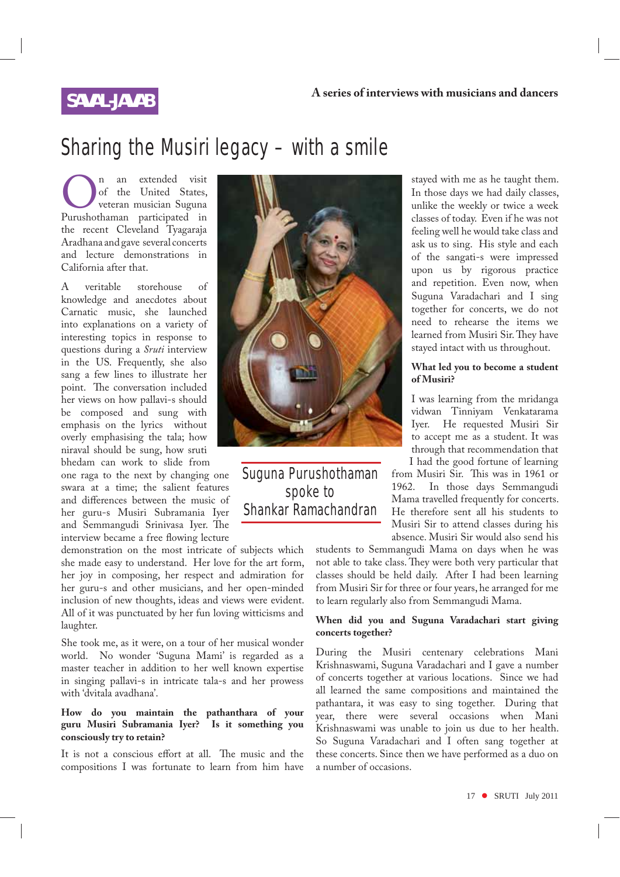**SAVAL-JAVAB**

**A series of interviews with musicians and dancers**

# Sharing the Musiri legacy – with a smile

On an extended visit of the United States, veteran musician Suguna Purushothaman participated in the recent Cleveland Tyagaraja Aradhana and gave several concerts and lecture demonstrations in California after that.

A veritable storehouse of knowledge and anecdotes about Carnatic music, she launched into explanations on a variety of interesting topics in response to questions during a *Sruti* interview in the US. Frequently, she also sang a few lines to illustrate her point. The conversation included her views on how pallavi-s should be composed and sung with emphasis on the lyrics without overly emphasising the tala; how niraval should be sung, how sruti bhedam can work to slide from one raga to the next by changing one swara at a time; the salient features and differences between the music of her guru-s Musiri Subramania Iyer and Semmangudi Srinivasa Iyer. The interview became a free flowing lecture demonstration on the most intricate of subjects which she made easy to understand. Her love for the art form, her joy in composing, her respect and admiration for her guru-s and other musicians, and her open-minded inclusion of new thoughts, ideas and views were evident. All of it was punctuated by her fun loving witticisms and laughter.

She took me, as it were, on a tour of her musical wonder world. No wonder 'Suguna Mami' is regarded as a master teacher in addition to her well known expertise in singing pallavi-s in intricate tala-s and her prowess with 'dvitala avadhana'.

Suguna Purushothaman spoke to Shankar Ramachandran

**How do you maintain the pathanthara of your guru Musiri Subramania Iyer? Is it something you consciously try to retain?**

It is not a conscious effort at all. The music and the compositions I was fortunate to learn from him have stayed with me as he taught them. In those days we had daily classes, unlike the weekly or twice a week classes of today. Even if he was not feeling well he would take class and ask us to sing. His style and each of the sangati-s were impressed upon us by rigorous practice and repetition. Even now, when Suguna Varadachari and I sing together for concerts, we do not need to rehearse the items we learned from Musiri Sir. They have stayed intact with us throughout.

**What led you to become a student of Musiri?**

I was learning from the mridanga vidwan Tinniyam Venkatarama Iyer. He requested Musiri Sir to accept me as a student. It was through that recommendation that I had the good fortune of learning from Musiri Sir. This was in 1961 or 1962. In those days Semmangudi Mama travelled frequently for concerts. He therefore sent all his students to Musiri Sir to attend classes during his absence. Musiri Sir would also send his students to Semmangudi Mama on days when he was not able to take class. They were both very particular that classes should be held daily. After I had been learning from Musiri Sir for three or four years, he arranged for me to learn regularly also from Semmangudi Mama.

**When did you and Suguna Varadachari start giving concerts together?**

During the Musiri centenary celebrations Mani Krishnaswami, Suguna Varadachari and I gave a number of concerts together at various locations. Since we had all learned the same compositions and maintained the pathantara, it was easy to sing together. During that year, there were several occasions when Mani Krishnaswami was unable to join us due to her health. So Suguna Varadachari and I often sang together at these concerts. Since then we have performed as a duo on a number of occasions.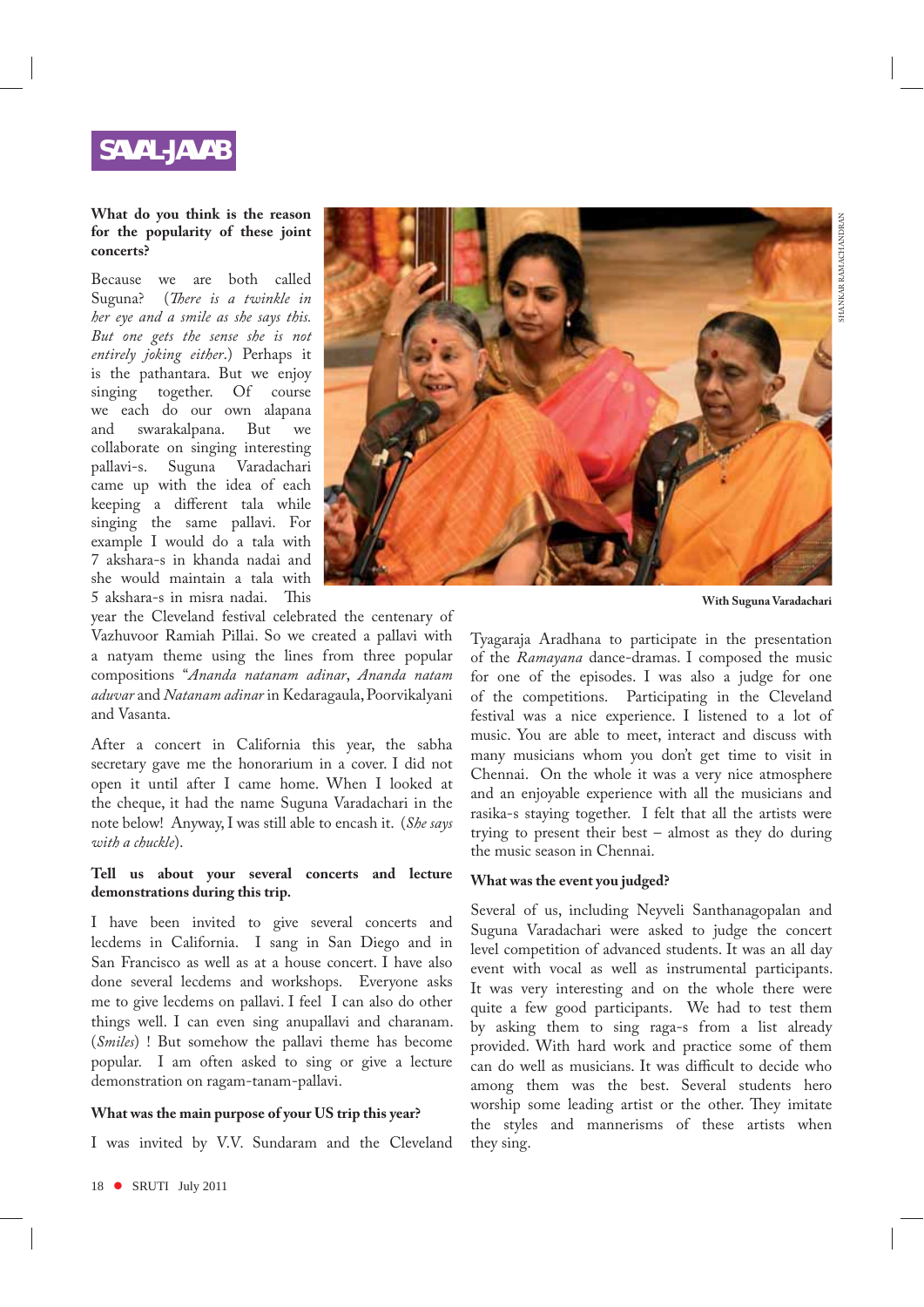## SAVAL-JAVAB

**What do you think is the reason for the popularity of these joint concerts?**

Because we are both called Suguna? (*There is a twinkle in her eye and a smile as she says this. But one gets the sense she is not entirely joking either.*) Perhaps it is the pathantara. But we enjoy singing together. Of course we each do our own alapana and swarakalpana. But we collaborate on singing interesting pallavi-s. Suguna Varadachari came up with the idea of each keeping a different tala while singing the same pallavi. For example I would do a tala with 7 akshara-s in khanda nadai and she would maintain a tala with 5 akshara-s in misra nadai. This year the Cleveland festival celebrated the centenary of Vazhuvoor Ramiah Pillai. So we created a pallavi with a natyam theme using the lines from three popular compositions "*Ananda natanam adinar*, *Ananda natam aduvar* and *Natanam adinar* in Kedaragaula, Poorvikalyani and Vasanta.

After a concert in California this year, the sabha secretary gave me the honorarium in a cover. I did not open it until after I came home. When I looked at the cheque, it had the name Suguna Varadachari in the note below! Anyway, I was still able to encash it. (*She says with a chuckle*).

**Tell us about your several concerts and lecture demonstrations during this trip.**

I have been invited to give several concerts and lecdems in California. I sang in San Diego and in San Francisco as well as at a house concert. I have also done several lecdems and workshops. Everyone asks me to give lecdems on pallavi. I feel I can also do other things well. I can even sing anupallavi and charanam. (*Smiles*) ! But somehow the pallavi theme has become popular. I am often asked to sing or give a lecture demonstration on ragam-tanam-pallavi.

**What was the main purpose of your US trip this year?**

I was invited by V.V. Sundaram and the Cleveland Tyagaraja Aradhana to participate in the presentation of the *Ramayana* dance-dramas. I composed the music for one of the episodes. I was also a judge for one of the competitions. Participating in the Cleveland festival was a nice experience. I listened to a lot of music. You are able to meet, interact and discuss with many musicians whom you don't get time to visit in Chennai. On the whole it was a very nice atmosphere and an enjoyable experience with all the musicians and rasika-s staying together. I felt that all the artists were trying to present their best – almost as they do during the music season in Chennai.

**With Suguna Varadachari**

**What was the event you judged?**

Several of us, including Neyveli Santhanagopalan and Suguna Varadachari were asked to judge the concert level competition of advanced students. It was an all day event with vocal as well as instrumental participants. It was very interesting and on the whole there were quite a few good participants. We had to test them by asking them to sing raga-s from a list already provided. With hard work and practice some of them can do well as musicians. It was difficult to decide who among them was the best. Several students hero worship some leading artist or the other. They imitate the styles and mannerisms of these artists when they sing.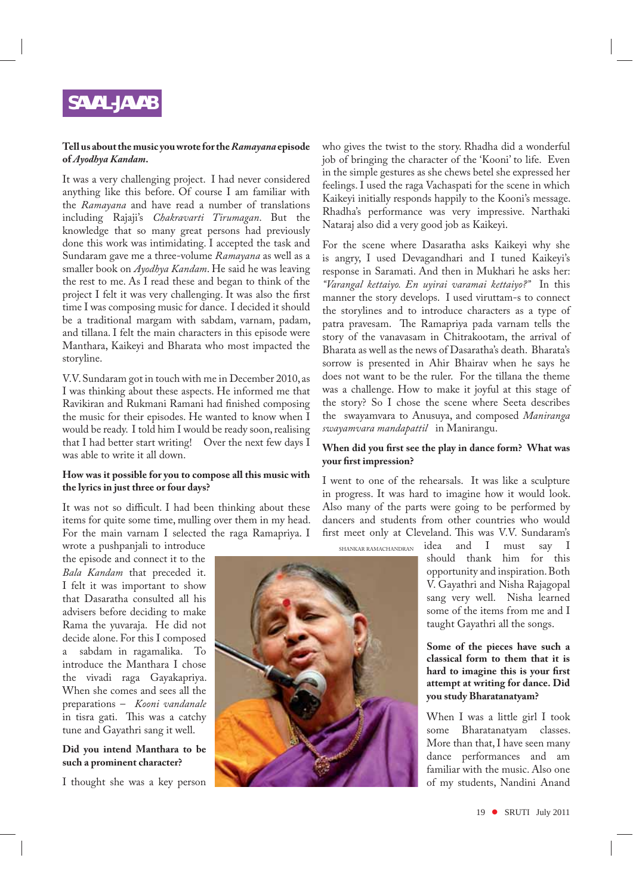# SAVAL-JAVAB

**Tell us about the music you wrote for the *Ramayana* episode of *Ayodhya Kandam*.**

It was a very challenging project. I had never considered anything like this before. Of course I am familiar with the *Ramayana* and have read a number of translations including Rajaji's *Chakravarti Tirumagan*. But the knowledge that so many great persons had previously done this work was intimidating. I accepted the task and Sundaram gave me a three-volume *Ramayana* as well as a smaller book on *Ayodhya Kandam*. He said he was leaving the rest to me. As I read these and began to think of the project I felt it was very challenging. It was also the first time I was composing music for dance. I decided it should be a traditional margam with sabdam, varnam, padam, and tillana. I felt the main characters in this episode were Manthara, Kaikeyi and Bharata who most impacted the storyline.

V.V. Sundaram got in touch with me in December 2010, as I was thinking about these aspects. He informed me that Ravikiran and Rukmani Ramani had finished composing the music for their episodes. He wanted to know when I would be ready. I told him I would be ready soon, realising that I had better start writing! Over the next few days I was able to write it all down.

**How was it possible for you to compose all this music with the lyrics in just three or four days?**

It was not so difficult. I had been thinking about these items for quite some time, mulling over them in my head. For the main varnam I selected the raga Ramapriya. I wrote a pushpanjali to introduce the episode and connect it to the *Bala Kandam* that preceded it. I felt it was important to show that Dasaratha consulted all his advisers before deciding to make Rama the yuvaraja. He did not decide alone. For this I composed a sabdam in ragamalika. To introduce the Manthara I chose the vivadi raga Gayakapriya. When she comes and sees all the preparations – *Kooni vandanale* in tisra gati. This was a catchy tune and Gayathri sang it well.

**Did you intend Manthara to be such a prominent character?**

I thought she was a key person who gives the twist to the story. Rhadha did a wonderful job of bringing the character of the 'Kooni' to life. Even in the simple gestures as she chews betel she expressed her feelings. I used the raga Vachaspati for the scene in which Kaikeyi initially responds happily to the Kooni's message. Rhadha's performance was very impressive. Narthaki Nataraj also did a very good job as Kaikeyi.

For the scene where Dasaratha asks Kaikeyi why she is angry, I used Devagandhari and I tuned Kaikeyi's response in Saramati. And then in Mukhari he asks her: *"Varangal kettaiyo. En uyirai varamai kettaiyo?"* In this manner the story develops. I used viruttam-s to connect the storylines and to introduce characters as a type of patra pravesam. The Ramapriya pada varnam tells the story of the vanavasam in Chitrakootam, the arrival of Bharata as well as the news of Dasaratha's death. Bharata's sorrow is presented in Ahir Bhairav when he says he does not want to be the ruler. For the tillana the theme was a challenge. How to make it joyful at this stage of the story? So I chose the scene where Seeta describes the swayamvara to Anusuya, and composed *Maniranga swayamvara mandapattil* in Manirangu.

**When did you first see the play in dance form? What was your first impression?**

I went to one of the rehearsals. It was like a sculpture in progress. It was hard to imagine how it would look. Also many of the parts were going to be performed by dancers and students from other countries who would first meet only at Cleveland. This was V.V. Sundaram's idea and I must say I should thank him for this opportunity and inspiration. Both V. Gayathri and Nisha Rajagopal sang very well. Nisha learned some of the items from me and I taught Gayathri all the songs.

SHANKAR RAMACHANDRAN

**Some of the pieces have such a classical form to them that it is hard to imagine this is your first attempt at writing for dance. Did you study Bharatanatyam?**

When I was a little girl I took some Bharatanatyam classes. More than that, I have seen many dance performances and am familiar with the music. Also one of my students, Nandini Anand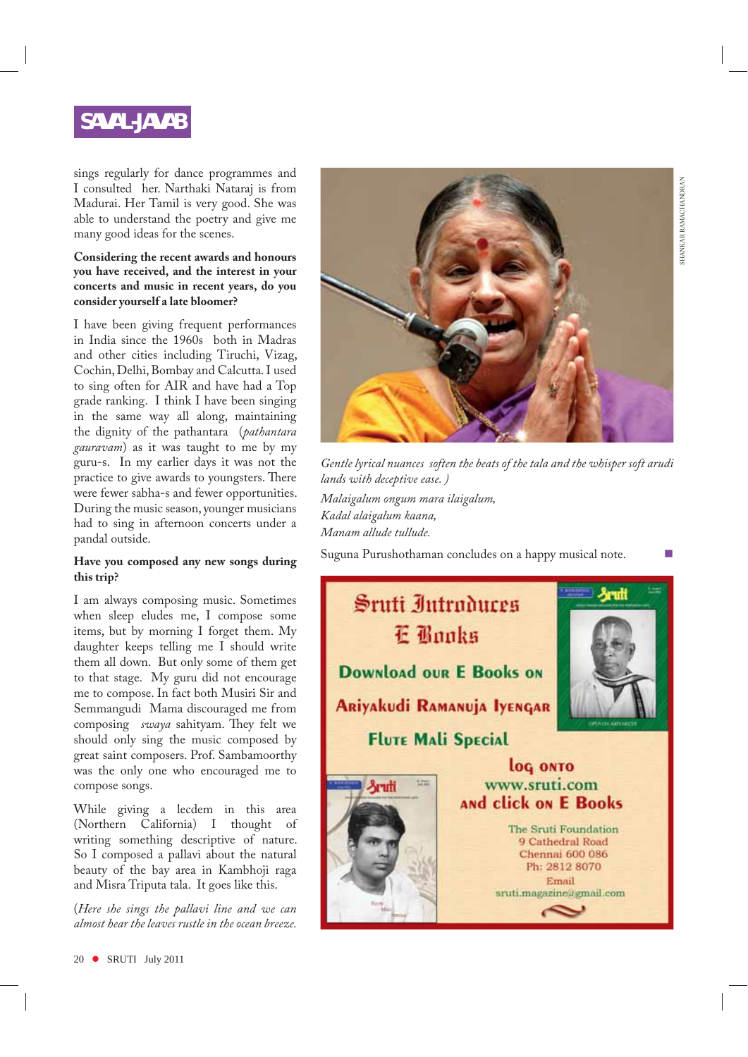sings regularly for dance programmes and I consulted her. Narthaki Nataraj is from Madurai. Her Tamil is very good. She was able to understand the poetry and give me many good ideas for the scenes.

**Considering the recent awards and honours you have received, and the interest in your concerts and music in recent years, do you consider yourself a late bloomer?**

I have been giving frequent performances in India since the 1960s both in Madras and other cities including Tiruchi, Vizag, Cochin, Delhi, Bombay and Calcutta. I used to sing often for AIR and have had a Top grade ranking. I think I have been singing in the same way all along, maintaining the dignity of the pathantara (*pathantara gauravam*) as it was taught to me by my guru-s. In my earlier days it was not the practice to give awards to youngsters. There were fewer sabha-s and fewer opportunities. During the music season, younger musicians had to sing in afternoon concerts under a pandal outside.

**Have you composed any new songs during this trip?**

I am always composing music. Sometimes when sleep eludes me, I compose some items, but by morning I forget them. My daughter keeps telling me I should write them all down. But only some of them get to that stage. My guru did not encourage me to compose. In fact both Musiri Sir and Semmangudi Mama discouraged me from composing *swaya* sahityam. They felt we should only sing the music composed by great saint composers. Prof. Sambamoorthy was the only one who encouraged me to compose songs.

While giving a lecdem in this area (Northern California) I thought of writing something descriptive of nature. So I composed a pallavi about the natural beauty of the bay area in Kambhoji raga and Misra Triputa tala. It goes like this.

(*Here she sings the pallavi line and we can almost hear the leaves rustle in the ocean breeze. Gentle lyrical nuances soften the beats of the tala and the whisper soft arudi lands with deceptive ease.* )

*Malaigalum ongum mara ilaigalum,*
*Kadal alaigalum kaana,*
*Manam allude tullude.*

Suguna Purushothaman concludes on a happy musical note. ■

---

Sruti Introduces E Books

Download our E Books on

Ariyakudi Ramanuja Iyengar

Flute Mali Special

log onto
www.sruti.com
and click on E Books

The Sruti Foundation
9 Cathedral Road
Chennai 600 086
Ph: 2812 8070
Email
sruti.magazine@gmail.com